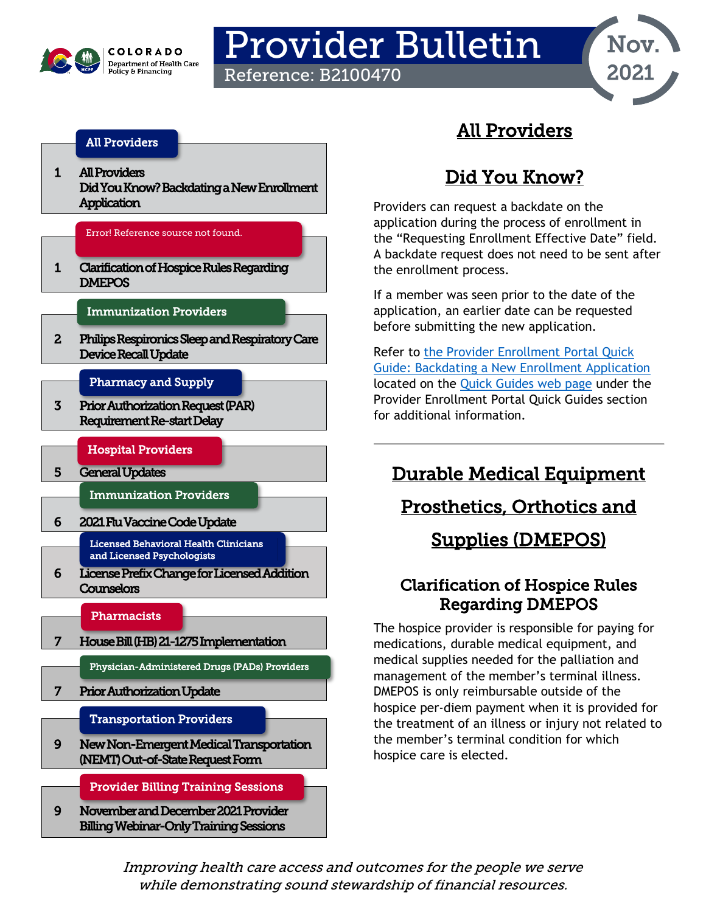COLORADO
Department of Health Care Policy & Financing

# Provider Bulletin

Reference: B2100470

Nov. 2021

| Section | Page | Topic |
|---|---|---|
| All Providers | 1 | All Providers Did You Know? Backdating a New Enrollment Application |
| Error! Reference source not found. | 1 | Clarification of Hospice Rules Regarding DMEPOS |
| Immunization Providers | 2 | Philips Respironics Sleep and Respiratory Care Device Recall Update |
| Pharmacy and Supply | 3 | Prior Authorization Request (PAR) Requirement Re-start Delay |
| Hospital Providers | 5 | General Updates |
| Immunization Providers | 6 | 2021 Flu Vaccine Code Update |
| Licensed Behavioral Health Clinicians and Licensed Psychologists | 6 | License Prefix Change for Licensed Addition Counselors |
| Pharmacists | 7 | House Bill (HB) 21-1275 Implementation |
| Physician-Administered Drugs (PADs) Providers | 7 | Prior Authorization Update |
| Transportation Providers | 9 | New Non-Emergent Medical Transportation (NEMT) Out-of-State Request Form |
| Provider Billing Training Sessions | 9 | November and December 2021 Provider Billing Webinar-Only Training Sessions |

## All Providers

## Did You Know?

Providers can request a backdate on the application during the process of enrollment in the “Requesting Enrollment Effective Date” field. A backdate request does not need to be sent after the enrollment process.

If a member was seen prior to the date of the application, an earlier date can be requested before submitting the new application.

Refer to the Provider Enrollment Portal Quick Guide: Backdating a New Enrollment Application located on the Quick Guides web page under the Provider Enrollment Portal Quick Guides section for additional information.

---

## Durable Medical Equipment Prosthetics, Orthotics and Supplies (DMEPOS)

### Clarification of Hospice Rules Regarding DMEPOS

The hospice provider is responsible for paying for medications, durable medical equipment, and medical supplies needed for the palliation and management of the member’s terminal illness. DMEPOS is only reimbursable outside of the hospice per-diem payment when it is provided for the treatment of an illness or injury not related to the member’s terminal condition for which hospice care is elected.

*Improving health care access and outcomes for the people we serve while demonstrating sound stewardship of financial resources.*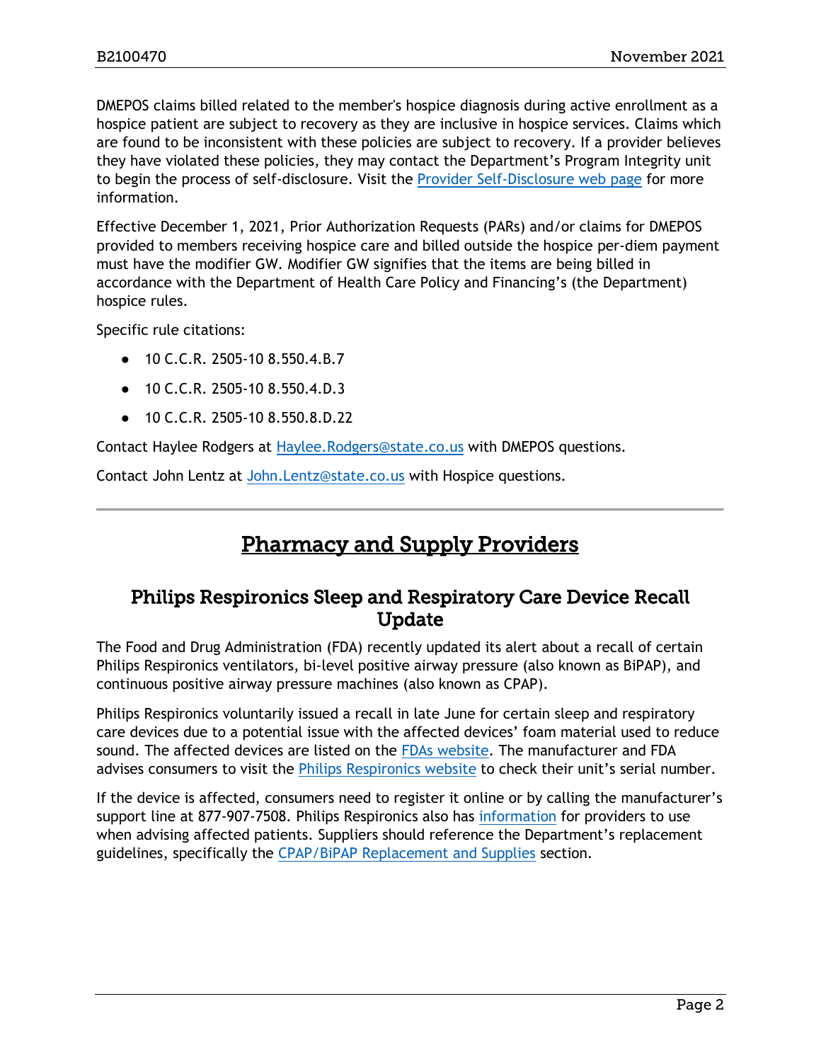DMEPOS claims billed related to the member's hospice diagnosis during active enrollment as a hospice patient are subject to recovery as they are inclusive in hospice services. Claims which are found to be inconsistent with these policies are subject to recovery. If a provider believes they have violated these policies, they may contact the Department's Program Integrity unit to begin the process of self-disclosure. Visit the Provider Self-Disclosure web page for more information.

Effective December 1, 2021, Prior Authorization Requests (PARs) and/or claims for DMEPOS provided to members receiving hospice care and billed outside the hospice per-diem payment must have the modifier GW. Modifier GW signifies that the items are being billed in accordance with the Department of Health Care Policy and Financing's (the Department) hospice rules.

Specific rule citations:

- 10 C.C.R. 2505-10 8.550.4.B.7
- 10 C.C.R. 2505-10 8.550.4.D.3
- 10 C.C.R. 2505-10 8.550.8.D.22

Contact Haylee Rodgers at Haylee.Rodgers@state.co.us with DMEPOS questions.

Contact John Lentz at John.Lentz@state.co.us with Hospice questions.

---

# Pharmacy and Supply Providers

## Philips Respironics Sleep and Respiratory Care Device Recall Update

The Food and Drug Administration (FDA) recently updated its alert about a recall of certain Philips Respironics ventilators, bi-level positive airway pressure (also known as BiPAP), and continuous positive airway pressure machines (also known as CPAP).

Philips Respironics voluntarily issued a recall in late June for certain sleep and respiratory care devices due to a potential issue with the affected devices' foam material used to reduce sound. The affected devices are listed on the FDAs website. The manufacturer and FDA advises consumers to visit the Philips Respironics website to check their unit's serial number.

If the device is affected, consumers need to register it online or by calling the manufacturer's support line at 877-907-7508. Philips Respironics also has information for providers to use when advising affected patients. Suppliers should reference the Department's replacement guidelines, specifically the CPAP/BiPAP Replacement and Supplies section.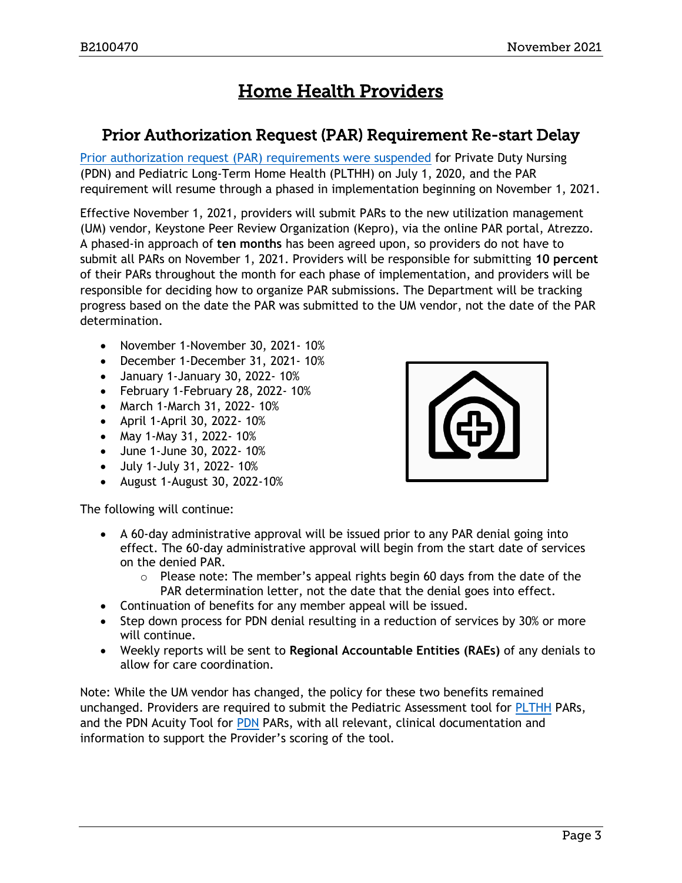# Home Health Providers

## Prior Authorization Request (PAR) Requirement Re-start Delay

Prior authorization request (PAR) requirements were suspended for Private Duty Nursing (PDN) and Pediatric Long-Term Home Health (PLTHH) on July 1, 2020, and the PAR requirement will resume through a phased in implementation beginning on November 1, 2021.

Effective November 1, 2021, providers will submit PARs to the new utilization management (UM) vendor, Keystone Peer Review Organization (Kepro), via the online PAR portal, Atrezzo. A phased-in approach of **ten months** has been agreed upon, so providers do not have to submit all PARs on November 1, 2021. Providers will be responsible for submitting **10 percent** of their PARs throughout the month for each phase of implementation, and providers will be responsible for deciding how to organize PAR submissions. The Department will be tracking progress based on the date the PAR was submitted to the UM vendor, not the date of the PAR determination.

- November 1-November 30, 2021- 10%
- December 1-December 31, 2021- 10%
- January 1-January 30, 2022- 10%
- February 1-February 28, 2022- 10%
- March 1-March 31, 2022- 10%
- April 1-April 30, 2022- 10%
- May 1-May 31, 2022- 10%
- June 1-June 30, 2022- 10%
- July 1-July 31, 2022- 10%
- August 1-August 30, 2022-10%

The following will continue:

- A 60-day administrative approval will be issued prior to any PAR denial going into effect. The 60-day administrative approval will begin from the start date of services on the denied PAR.
    - Please note: The member's appeal rights begin 60 days from the date of the PAR determination letter, not the date that the denial goes into effect.
- Continuation of benefits for any member appeal will be issued.
- Step down process for PDN denial resulting in a reduction of services by 30% or more will continue.
- Weekly reports will be sent to **Regional Accountable Entities (RAEs)** of any denials to allow for care coordination.

Note: While the UM vendor has changed, the policy for these two benefits remained unchanged. Providers are required to submit the Pediatric Assessment tool for PLTHH PARs, and the PDN Acuity Tool for PDN PARs, with all relevant, clinical documentation and information to support the Provider's scoring of the tool.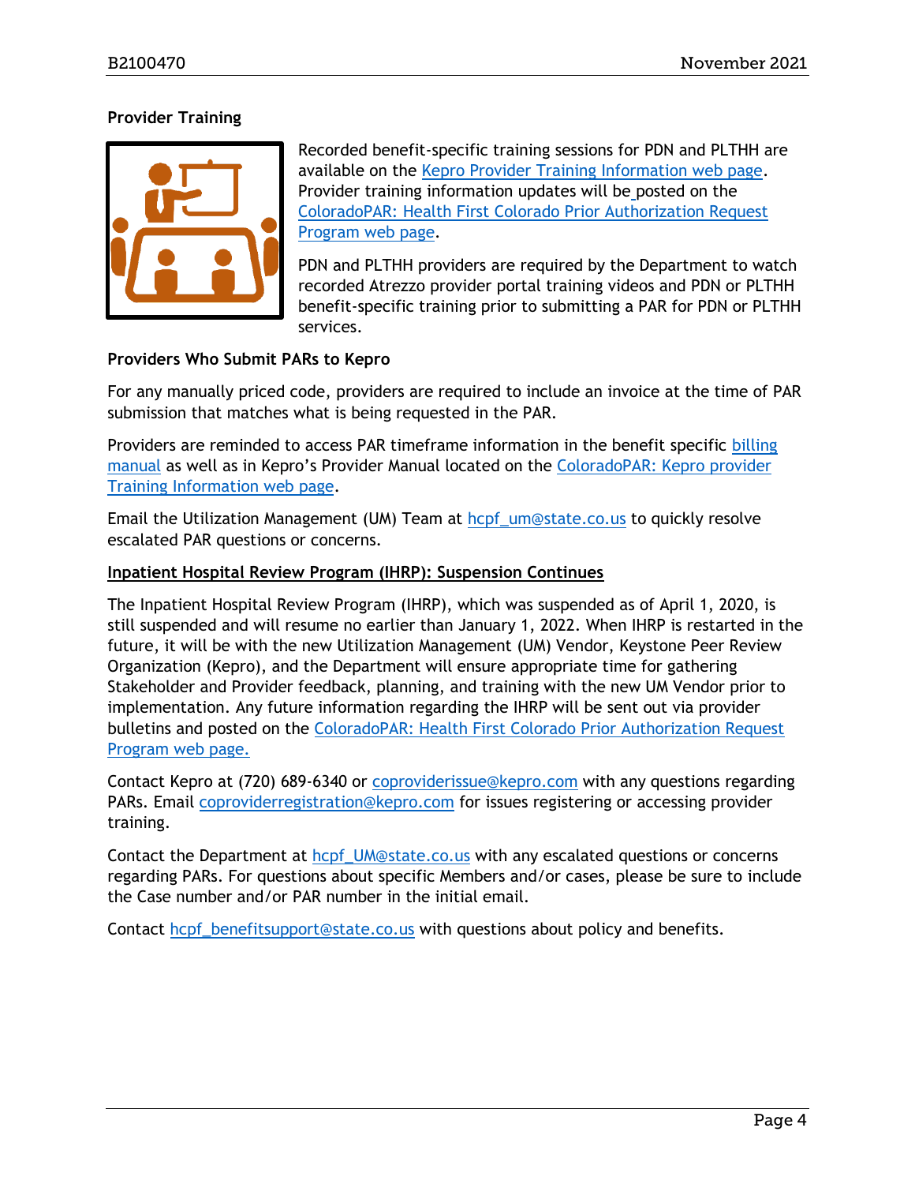**Provider Training**

Recorded benefit-specific training sessions for PDN and PLTHH are available on the Kepro Provider Training Information web page. Provider training information updates will be posted on the ColoradoPAR: Health First Colorado Prior Authorization Request Program web page.

PDN and PLTHH providers are required by the Department to watch recorded Atrezzo provider portal training videos and PDN or PLTHH benefit-specific training prior to submitting a PAR for PDN or PLTHH services.

**Providers Who Submit PARs to Kepro**

For any manually priced code, providers are required to include an invoice at the time of PAR submission that matches what is being requested in the PAR.

Providers are reminded to access PAR timeframe information in the benefit specific billing manual as well as in Kepro's Provider Manual located on the ColoradoPAR: Kepro provider Training Information web page.

Email the Utilization Management (UM) Team at hcpf_um@state.co.us to quickly resolve escalated PAR questions or concerns.

**Inpatient Hospital Review Program (IHRP): Suspension Continues**

The Inpatient Hospital Review Program (IHRP), which was suspended as of April 1, 2020, is still suspended and will resume no earlier than January 1, 2022. When IHRP is restarted in the future, it will be with the new Utilization Management (UM) Vendor, Keystone Peer Review Organization (Kepro), and the Department will ensure appropriate time for gathering Stakeholder and Provider feedback, planning, and training with the new UM Vendor prior to implementation. Any future information regarding the IHRP will be sent out via provider bulletins and posted on the ColoradoPAR: Health First Colorado Prior Authorization Request Program web page.

Contact Kepro at (720) 689-6340 or coproviderissue@kepro.com with any questions regarding PARs. Email coproviderregistration@kepro.com for issues registering or accessing provider training.

Contact the Department at hcpf_UM@state.co.us with any escalated questions or concerns regarding PARs. For questions about specific Members and/or cases, please be sure to include the Case number and/or PAR number in the initial email.

Contact hcpf_benefitsupport@state.co.us with questions about policy and benefits.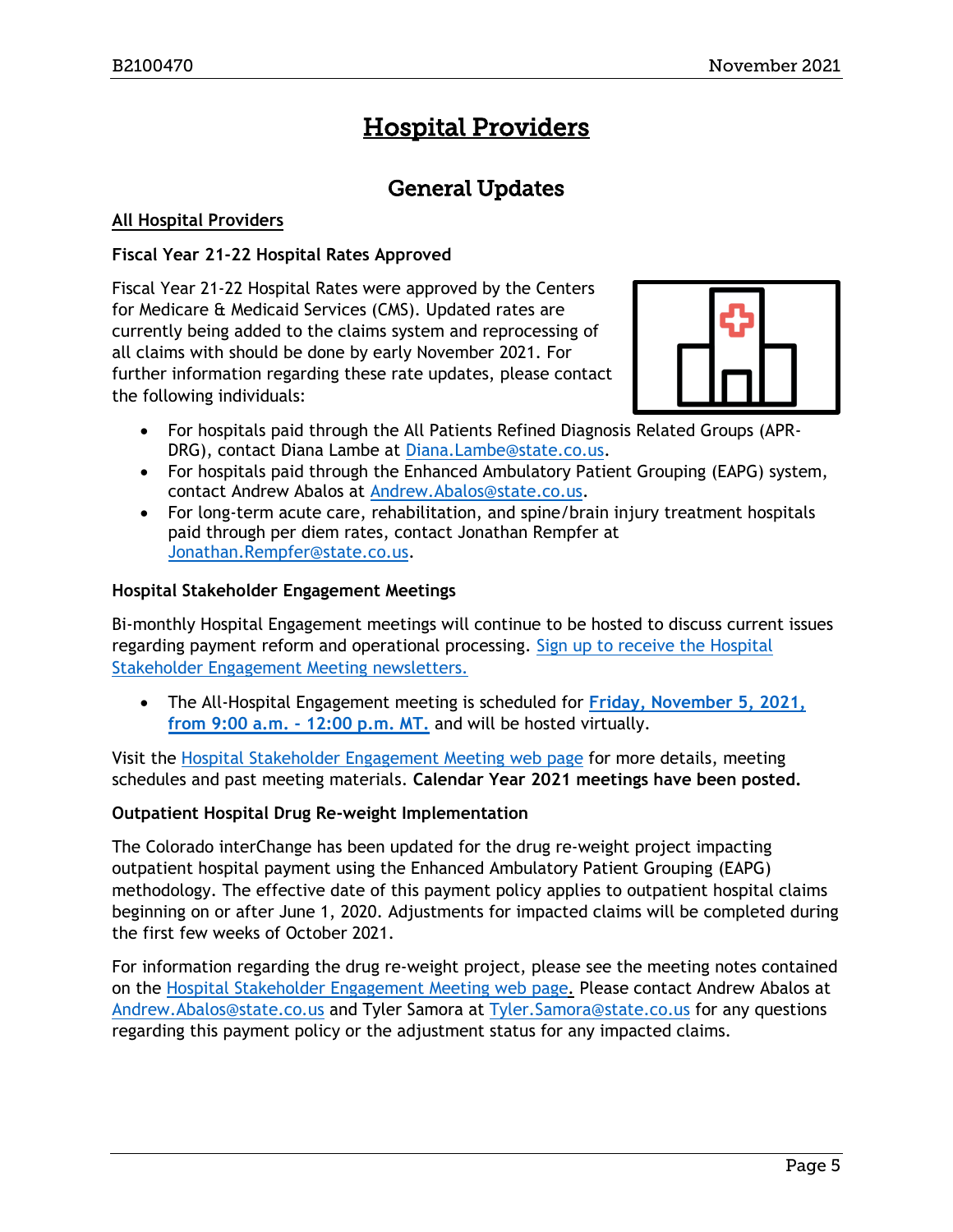# Hospital Providers

## General Updates

### All Hospital Providers

**Fiscal Year 21-22 Hospital Rates Approved**

Fiscal Year 21-22 Hospital Rates were approved by the Centers for Medicare & Medicaid Services (CMS). Updated rates are currently being added to the claims system and reprocessing of all claims with should be done by early November 2021. For further information regarding these rate updates, please contact the following individuals:

- For hospitals paid through the All Patients Refined Diagnosis Related Groups (APR-DRG), contact Diana Lambe at Diana.Lambe@state.co.us.
- For hospitals paid through the Enhanced Ambulatory Patient Grouping (EAPG) system, contact Andrew Abalos at Andrew.Abalos@state.co.us.
- For long-term acute care, rehabilitation, and spine/brain injury treatment hospitals paid through per diem rates, contact Jonathan Rempfer at Jonathan.Rempfer@state.co.us.

**Hospital Stakeholder Engagement Meetings**

Bi-monthly Hospital Engagement meetings will continue to be hosted to discuss current issues regarding payment reform and operational processing. Sign up to receive the Hospital Stakeholder Engagement Meeting newsletters.

- The All-Hospital Engagement meeting is scheduled for **Friday, November 5, 2021, from 9:00 a.m. - 12:00 p.m. MT.** and will be hosted virtually.

Visit the Hospital Stakeholder Engagement Meeting web page for more details, meeting schedules and past meeting materials. **Calendar Year 2021 meetings have been posted.**

**Outpatient Hospital Drug Re-weight Implementation**

The Colorado interChange has been updated for the drug re-weight project impacting outpatient hospital payment using the Enhanced Ambulatory Patient Grouping (EAPG) methodology. The effective date of this payment policy applies to outpatient hospital claims beginning on or after June 1, 2020. Adjustments for impacted claims will be completed during the first few weeks of October 2021.

For information regarding the drug re-weight project, please see the meeting notes contained on the Hospital Stakeholder Engagement Meeting web page. Please contact Andrew Abalos at Andrew.Abalos@state.co.us and Tyler Samora at Tyler.Samora@state.co.us for any questions regarding this payment policy or the adjustment status for any impacted claims.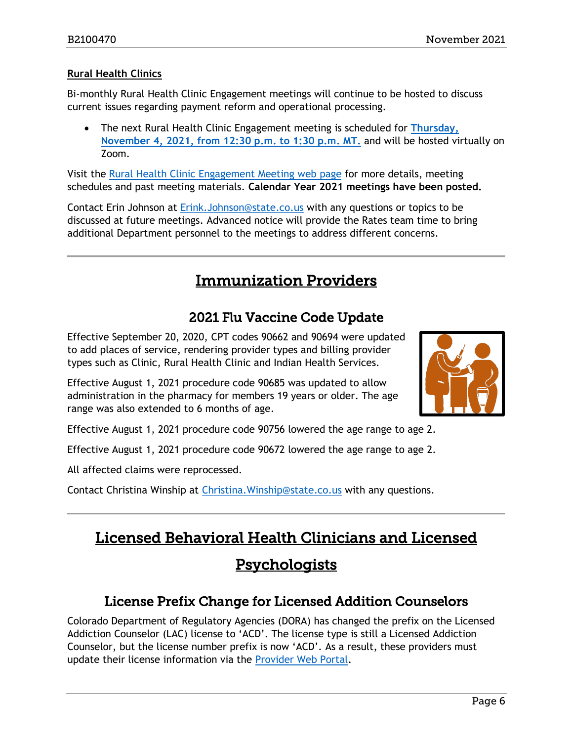### Rural Health Clinics

Bi-monthly Rural Health Clinic Engagement meetings will continue to be hosted to discuss current issues regarding payment reform and operational processing.

- The next Rural Health Clinic Engagement meeting is scheduled for **Thursday, November 4, 2021, from 12:30 p.m. to 1:30 p.m. MT.** and will be hosted virtually on Zoom.

Visit the Rural Health Clinic Engagement Meeting web page for more details, meeting schedules and past meeting materials. **Calendar Year 2021 meetings have been posted.**

Contact Erin Johnson at Erink.Johnson@state.co.us with any questions or topics to be discussed at future meetings. Advanced notice will provide the Rates team time to bring additional Department personnel to the meetings to address different concerns.

# Immunization Providers

## 2021 Flu Vaccine Code Update

Effective September 20, 2020, CPT codes 90662 and 90694 were updated to add places of service, rendering provider types and billing provider types such as Clinic, Rural Health Clinic and Indian Health Services.

Effective August 1, 2021 procedure code 90685 was updated to allow administration in the pharmacy for members 19 years or older. The age range was also extended to 6 months of age.

Effective August 1, 2021 procedure code 90756 lowered the age range to age 2.

Effective August 1, 2021 procedure code 90672 lowered the age range to age 2.

All affected claims were reprocessed.

Contact Christina Winship at Christina.Winship@state.co.us with any questions.

# Licensed Behavioral Health Clinicians and Licensed Psychologists

## License Prefix Change for Licensed Addition Counselors

Colorado Department of Regulatory Agencies (DORA) has changed the prefix on the Licensed Addiction Counselor (LAC) license to 'ACD'. The license type is still a Licensed Addiction Counselor, but the license number prefix is now 'ACD'. As a result, these providers must update their license information via the Provider Web Portal.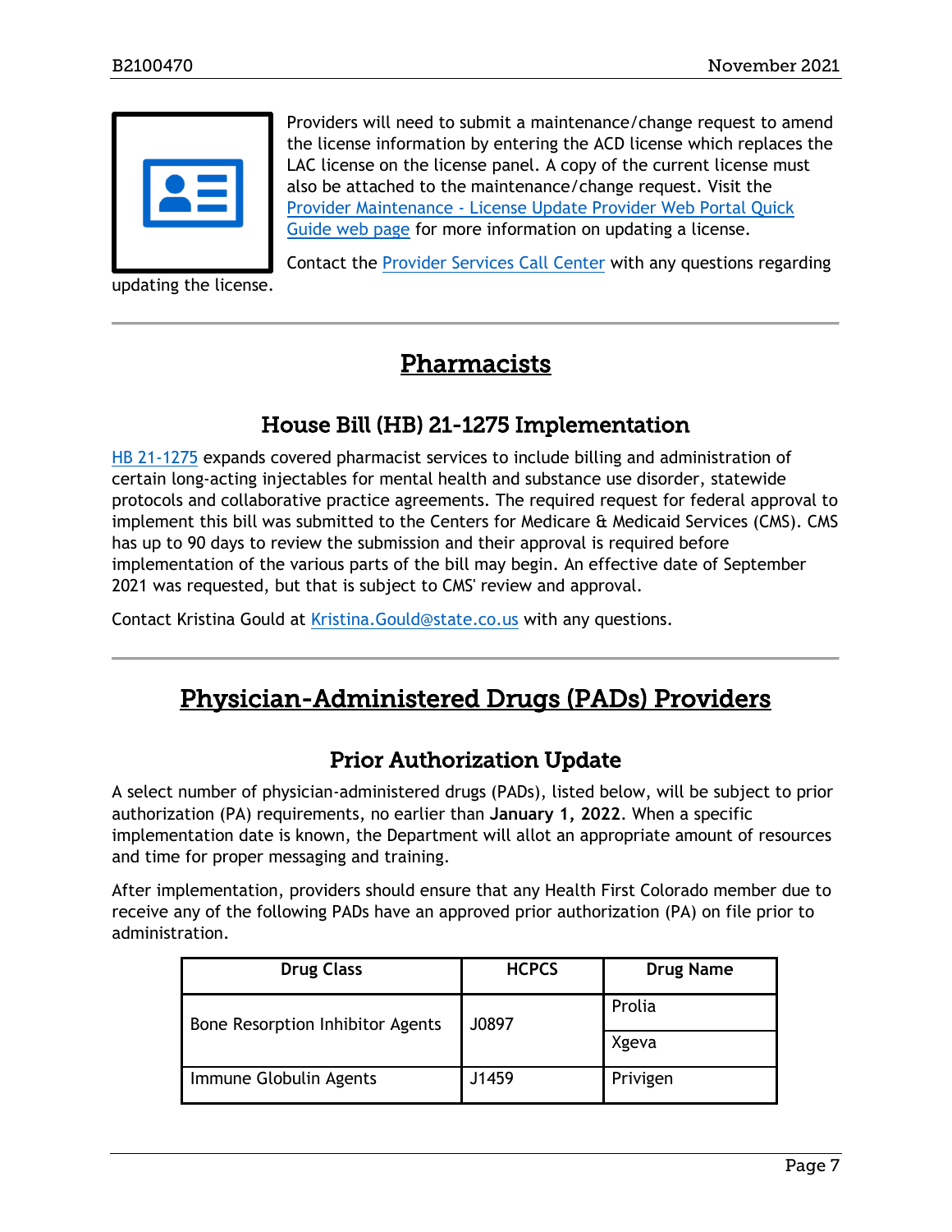Providers will need to submit a maintenance/change request to amend the license information by entering the ACD license which replaces the LAC license on the license panel. A copy of the current license must also be attached to the maintenance/change request. Visit the Provider Maintenance - License Update Provider Web Portal Quick Guide web page for more information on updating a license.

Contact the Provider Services Call Center with any questions regarding updating the license.

---

# Pharmacists

## House Bill (HB) 21-1275 Implementation

HB 21-1275 expands covered pharmacist services to include billing and administration of certain long-acting injectables for mental health and substance use disorder, statewide protocols and collaborative practice agreements. The required request for federal approval to implement this bill was submitted to the Centers for Medicare & Medicaid Services (CMS). CMS has up to 90 days to review the submission and their approval is required before implementation of the various parts of the bill may begin. An effective date of September 2021 was requested, but that is subject to CMS' review and approval.

Contact Kristina Gould at Kristina.Gould@state.co.us with any questions.

---

# Physician-Administered Drugs (PADs) Providers

## Prior Authorization Update

A select number of physician-administered drugs (PADs), listed below, will be subject to prior authorization (PA) requirements, no earlier than **January 1, 2022**. When a specific implementation date is known, the Department will allot an appropriate amount of resources and time for proper messaging and training.

After implementation, providers should ensure that any Health First Colorado member due to receive any of the following PADs have an approved prior authorization (PA) on file prior to administration.

| Drug Class | HCPCS | Drug Name |
|---|---|---|
| Bone Resorption Inhibitor Agents | J0897 | Prolia |
| | | Xgeva |
| Immune Globulin Agents | J1459 | Privigen |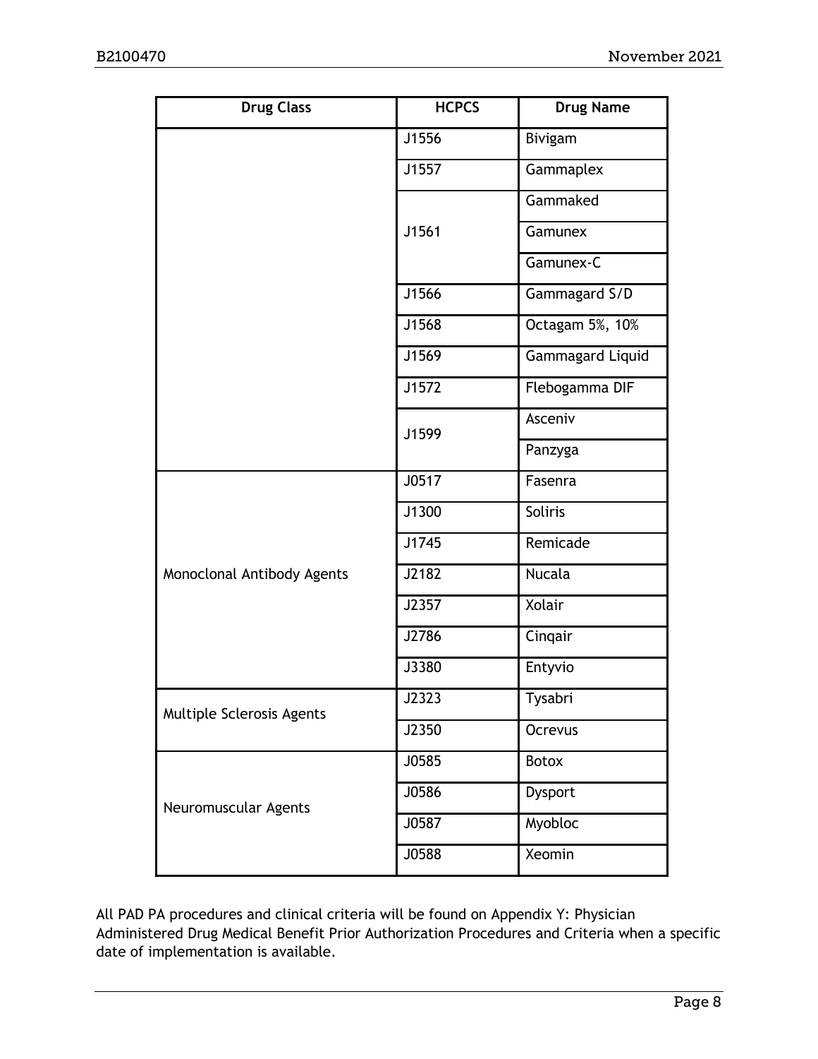| Drug Class | HCPCS | Drug Name |
| --- | --- | --- |
| | J1556 | Bivigam |
| | J1557 | Gammaplex |
| | J1561 | Gammaked |
| | | Gamunex |
| | | Gamunex-C |
| | J1566 | Gammagard S/D |
| | J1568 | Octagam 5%, 10% |
| | J1569 | Gammagard Liquid |
| | J1572 | Flebogamma DIF |
| | J1599 | Asceniv |
| | | Panzyga |
| Monoclonal Antibody Agents | J0517 | Fasenra |
| | J1300 | Soliris |
| | J1745 | Remicade |
| | J2182 | Nucala |
| | J2357 | Xolair |
| | J2786 | Cinqair |
| | J3380 | Entyvio |
| Multiple Sclerosis Agents | J2323 | Tysabri |
| | J2350 | Ocrevus |
| Neuromuscular Agents | J0585 | Botox |
| | J0586 | Dysport |
| | J0587 | Myobloc |
| | J0588 | Xeomin |

All PAD PA procedures and clinical criteria will be found on Appendix Y: Physician Administered Drug Medical Benefit Prior Authorization Procedures and Criteria when a specific date of implementation is available.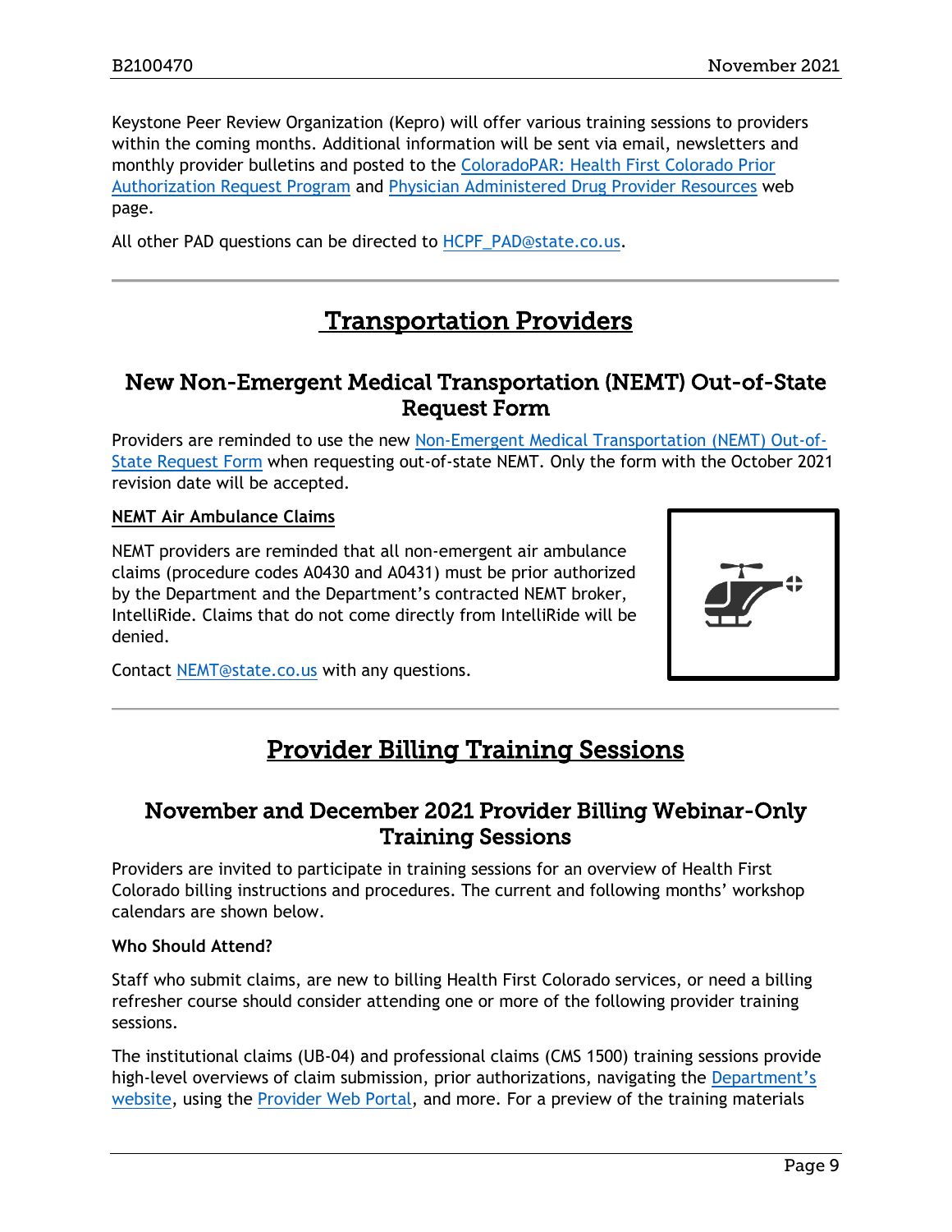Keystone Peer Review Organization (Kepro) will offer various training sessions to providers within the coming months. Additional information will be sent via email, newsletters and monthly provider bulletins and posted to the ColoradoPAR: Health First Colorado Prior Authorization Request Program and Physician Administered Drug Provider Resources web page.

All other PAD questions can be directed to HCPF_PAD@state.co.us.

# Transportation Providers

## New Non-Emergent Medical Transportation (NEMT) Out-of-State Request Form

Providers are reminded to use the new Non-Emergent Medical Transportation (NEMT) Out-of-State Request Form when requesting out-of-state NEMT. Only the form with the October 2021 revision date will be accepted.

### NEMT Air Ambulance Claims

NEMT providers are reminded that all non-emergent air ambulance claims (procedure codes A0430 and A0431) must be prior authorized by the Department and the Department's contracted NEMT broker, IntelliRide. Claims that do not come directly from IntelliRide will be denied.

Contact NEMT@state.co.us with any questions.

# Provider Billing Training Sessions

## November and December 2021 Provider Billing Webinar-Only Training Sessions

Providers are invited to participate in training sessions for an overview of Health First Colorado billing instructions and procedures. The current and following months' workshop calendars are shown below.

**Who Should Attend?**

Staff who submit claims, are new to billing Health First Colorado services, or need a billing refresher course should consider attending one or more of the following provider training sessions.

The institutional claims (UB-04) and professional claims (CMS 1500) training sessions provide high-level overviews of claim submission, prior authorizations, navigating the Department's website, using the Provider Web Portal, and more. For a preview of the training materials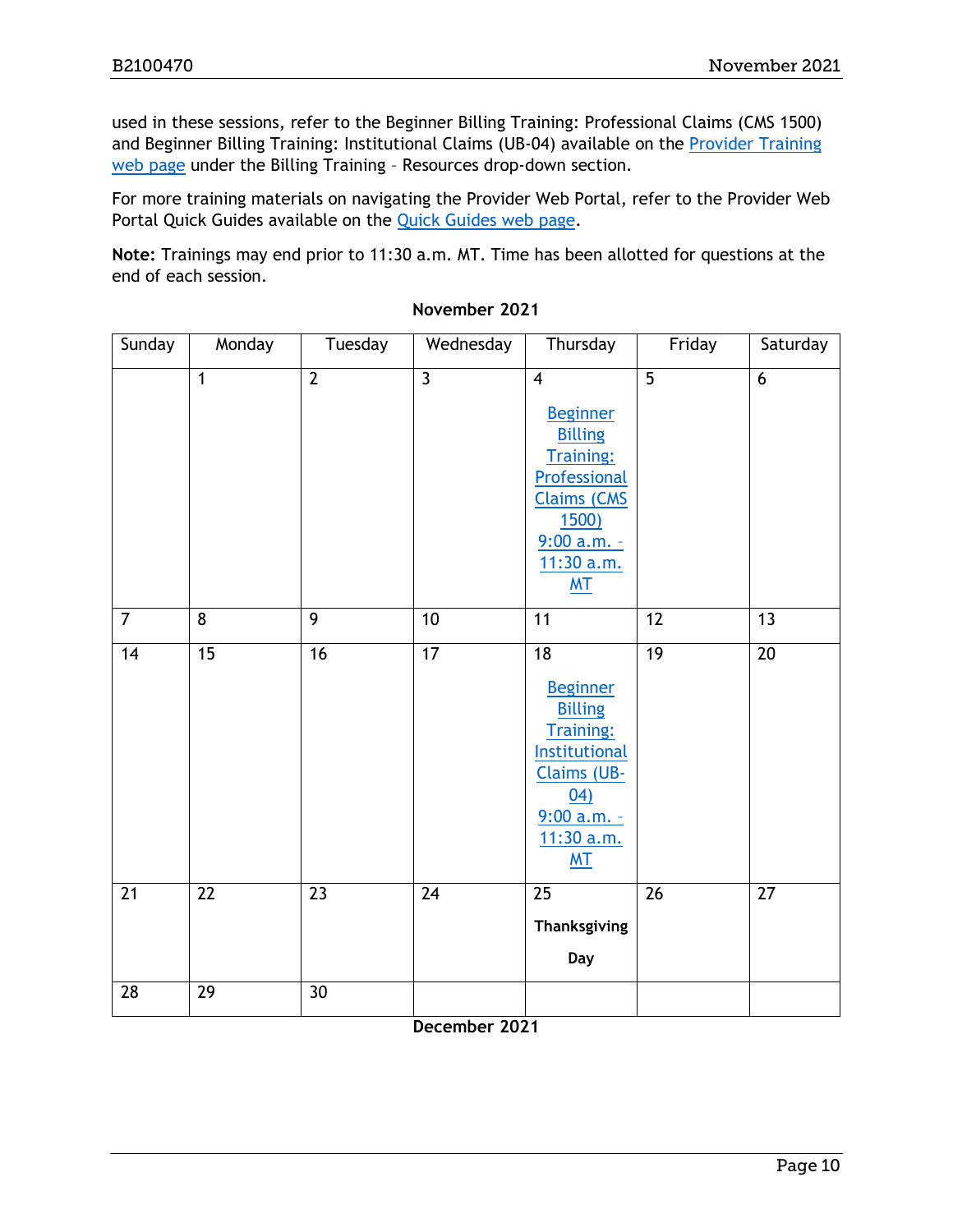used in these sessions, refer to the Beginner Billing Training: Professional Claims (CMS 1500) and Beginner Billing Training: Institutional Claims (UB-04) available on the [Provider Training web page](#) under the Billing Training – Resources drop-down section.

For more training materials on navigating the Provider Web Portal, refer to the Provider Web Portal Quick Guides available on the [Quick Guides web page](#).

**Note:** Trainings may end prior to 11:30 a.m. MT. Time has been allotted for questions at the end of each session.

**November 2021**

| Sunday | Monday | Tuesday | Wednesday | Thursday | Friday | Saturday |
|---|---|---|---|---|---|---|
| | 1 | 2 | 3 | 4 [Beginner Billing Training: Professional Claims (CMS 1500) 9:00 a.m. – 11:30 a.m. MT](#) | 5 | 6 |
| 7 | 8 | 9 | 10 | 11 | 12 | 13 |
| 14 | 15 | 16 | 17 | 18 [Beginner Billing Training: Institutional Claims (UB-04) 9:00 a.m. – 11:30 a.m. MT](#) | 19 | 20 |
| 21 | 22 | 23 | 24 | 25 **Thanksgiving Day** | 26 | 27 |
| 28 | 29 | 30 | | | | |

**December 2021**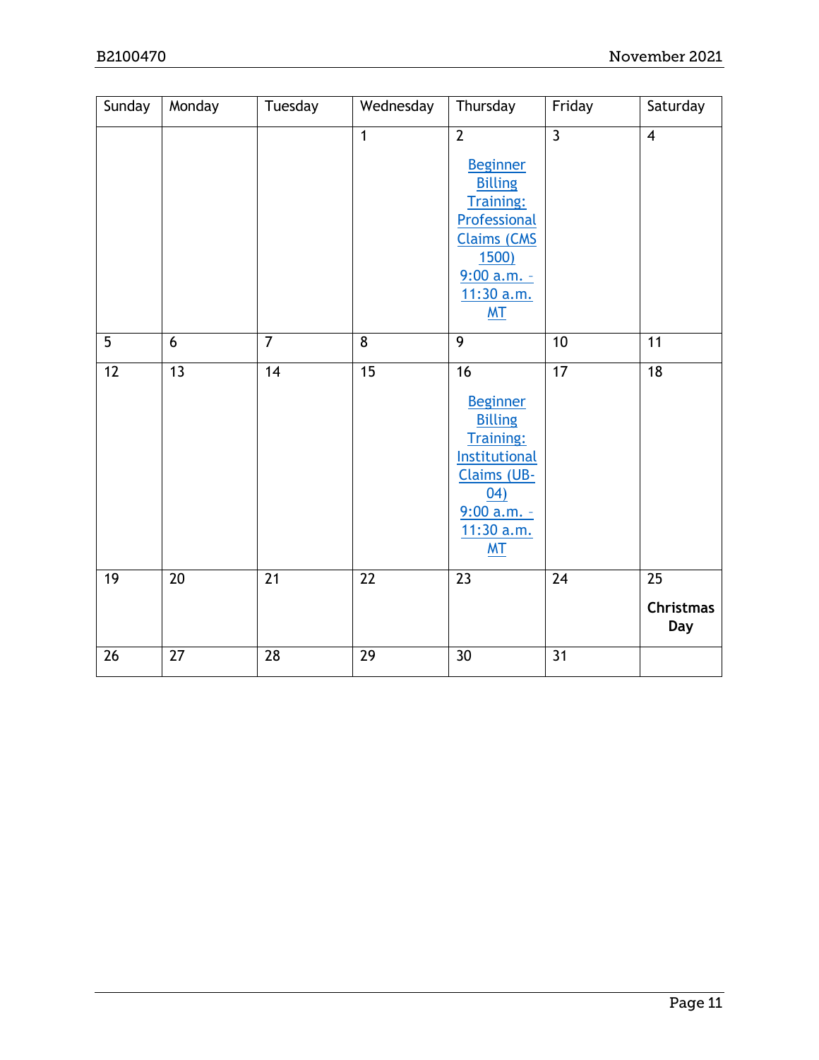| Sunday | Monday | Tuesday | Wednesday | Thursday | Friday | Saturday |
|---|---|---|---|---|---|---|
| | | | 1 | 2<br><br>Beginner Billing Training: Professional Claims (CMS 1500) 9:00 a.m. – 11:30 a.m. MT | 3 | 4 |
| 5 | 6 | 7 | 8 | 9 | 10 | 11 |
| 12 | 13 | 14 | 15 | 16<br><br>Beginner Billing Training: Institutional Claims (UB-04) 9:00 a.m. – 11:30 a.m. MT | 17 | 18 |
| 19 | 20 | 21 | 22 | 23 | 24 | 25<br><br>**Christmas Day** |
| 26 | 27 | 28 | 29 | 30 | 31 | |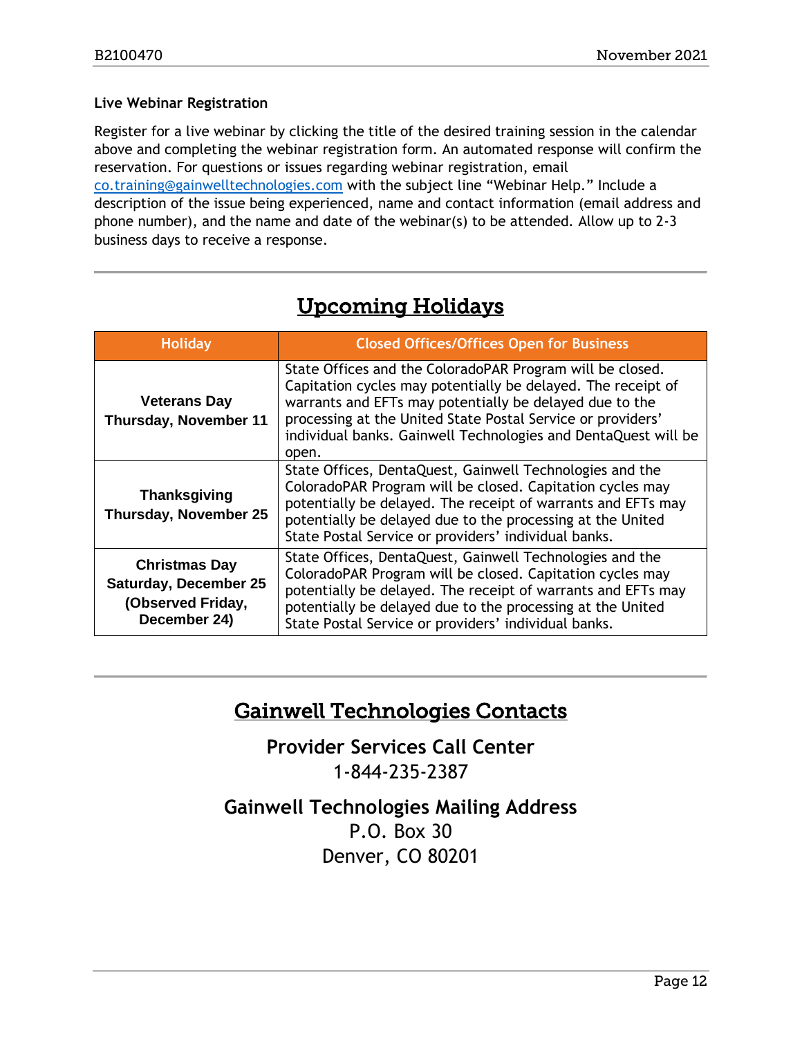### Live Webinar Registration

Register for a live webinar by clicking the title of the desired training session in the calendar above and completing the webinar registration form. An automated response will confirm the reservation. For questions or issues regarding webinar registration, email co.training@gainwelltechnologies.com with the subject line "Webinar Help." Include a description of the issue being experienced, name and contact information (email address and phone number), and the name and date of the webinar(s) to be attended. Allow up to 2-3 business days to receive a response.

## Upcoming Holidays

| Holiday | Closed Offices/Offices Open for Business |
|---|---|
| **Veterans Day Thursday, November 11** | State Offices and the ColoradoPAR Program will be closed. Capitation cycles may potentially be delayed. The receipt of warrants and EFTs may potentially be delayed due to the processing at the United State Postal Service or providers' individual banks. Gainwell Technologies and DentaQuest will be open. |
| **Thanksgiving Thursday, November 25** | State Offices, DentaQuest, Gainwell Technologies and the ColoradoPAR Program will be closed. Capitation cycles may potentially be delayed. The receipt of warrants and EFTs may potentially be delayed due to the processing at the United State Postal Service or providers' individual banks. |
| **Christmas Day Saturday, December 25 (Observed Friday, December 24)** | State Offices, DentaQuest, Gainwell Technologies and the ColoradoPAR Program will be closed. Capitation cycles may potentially be delayed. The receipt of warrants and EFTs may potentially be delayed due to the processing at the United State Postal Service or providers' individual banks. |

## Gainwell Technologies Contacts

**Provider Services Call Center**

1-844-235-2387

**Gainwell Technologies Mailing Address**

P.O. Box 30

Denver, CO 80201